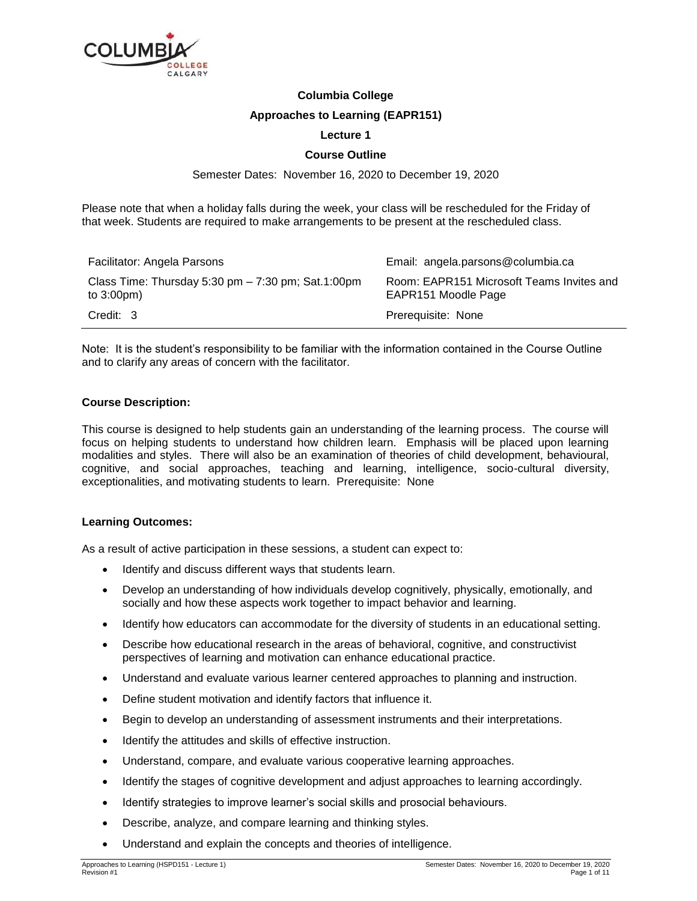**Columbia College**

**Approaches to Learning (EAPR151)**

**Lecture 1**

**Course Outline**

Semester Dates: November 16, 2020 to December 19, 2020

Please note that when a holiday falls during the week, your class will be rescheduled for the Friday of that week. Students are required to make arrangements to be present at the rescheduled class.

| | |
|---|---|
| Facilitator: Angela Parsons | Email: angela.parsons@columbia.ca |
| Class Time: Thursday 5:30 pm – 7:30 pm; Sat.1:00pm to 3:00pm) | Room: EAPR151 Microsoft Teams Invites and EAPR151 Moodle Page |
| Credit: 3 | Prerequisite: None |

Note: It is the student's responsibility to be familiar with the information contained in the Course Outline and to clarify any areas of concern with the facilitator.

**Course Description:**

This course is designed to help students gain an understanding of the learning process. The course will focus on helping students to understand how children learn. Emphasis will be placed upon learning modalities and styles. There will also be an examination of theories of child development, behavioural, cognitive, and social approaches, teaching and learning, intelligence, socio-cultural diversity, exceptionalities, and motivating students to learn. Prerequisite: None

**Learning Outcomes:**

As a result of active participation in these sessions, a student can expect to:

- Identify and discuss different ways that students learn.
- Develop an understanding of how individuals develop cognitively, physically, emotionally, and socially and how these aspects work together to impact behavior and learning.
- Identify how educators can accommodate for the diversity of students in an educational setting.
- Describe how educational research in the areas of behavioral, cognitive, and constructivist perspectives of learning and motivation can enhance educational practice.
- Understand and evaluate various learner centered approaches to planning and instruction.
- Define student motivation and identify factors that influence it.
- Begin to develop an understanding of assessment instruments and their interpretations.
- Identify the attitudes and skills of effective instruction.
- Understand, compare, and evaluate various cooperative learning approaches.
- Identify the stages of cognitive development and adjust approaches to learning accordingly.
- Identify strategies to improve learner's social skills and prosocial behaviours.
- Describe, analyze, and compare learning and thinking styles.
- Understand and explain the concepts and theories of intelligence.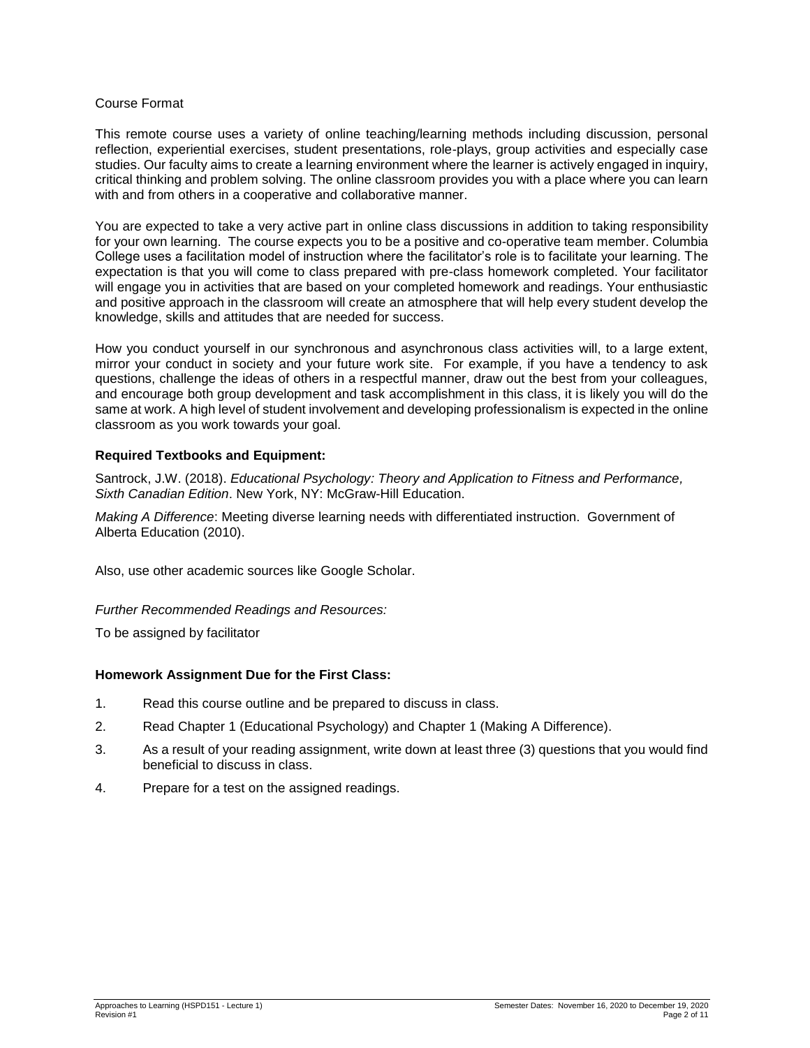Course Format

This remote course uses a variety of online teaching/learning methods including discussion, personal reflection, experiential exercises, student presentations, role-plays, group activities and especially case studies. Our faculty aims to create a learning environment where the learner is actively engaged in inquiry, critical thinking and problem solving. The online classroom provides you with a place where you can learn with and from others in a cooperative and collaborative manner.

You are expected to take a very active part in online class discussions in addition to taking responsibility for your own learning. The course expects you to be a positive and co-operative team member. Columbia College uses a facilitation model of instruction where the facilitator's role is to facilitate your learning. The expectation is that you will come to class prepared with pre-class homework completed. Your facilitator will engage you in activities that are based on your completed homework and readings. Your enthusiastic and positive approach in the classroom will create an atmosphere that will help every student develop the knowledge, skills and attitudes that are needed for success.

How you conduct yourself in our synchronous and asynchronous class activities will, to a large extent, mirror your conduct in society and your future work site. For example, if you have a tendency to ask questions, challenge the ideas of others in a respectful manner, draw out the best from your colleagues, and encourage both group development and task accomplishment in this class, it is likely you will do the same at work. A high level of student involvement and developing professionalism is expected in the online classroom as you work towards your goal.

**Required Textbooks and Equipment:**

Santrock, J.W. (2018). *Educational Psychology: Theory and Application to Fitness and Performance, Sixth Canadian Edition*. New York, NY: McGraw-Hill Education.

*Making A Difference*: Meeting diverse learning needs with differentiated instruction. Government of Alberta Education (2010).

Also, use other academic sources like Google Scholar.

*Further Recommended Readings and Resources:*

To be assigned by facilitator

**Homework Assignment Due for the First Class:**

1. Read this course outline and be prepared to discuss in class.
2. Read Chapter 1 (Educational Psychology) and Chapter 1 (Making A Difference).
3. As a result of your reading assignment, write down at least three (3) questions that you would find beneficial to discuss in class.
4. Prepare for a test on the assigned readings.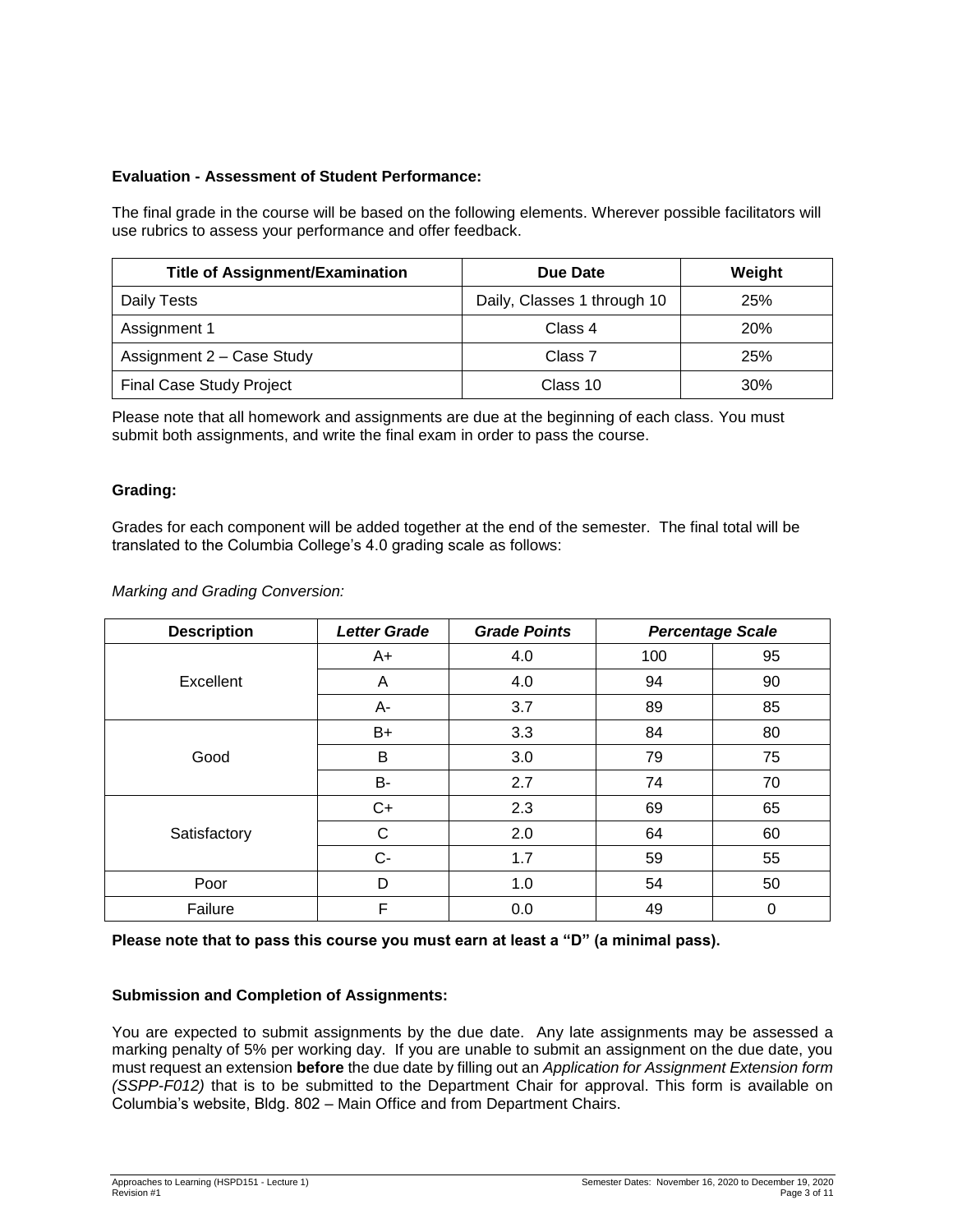**Evaluation - Assessment of Student Performance:**

The final grade in the course will be based on the following elements. Wherever possible facilitators will use rubrics to assess your performance and offer feedback.

| Title of Assignment/Examination | Due Date | Weight |
|---|---|---|
| Daily Tests | Daily, Classes 1 through 10 | 25% |
| Assignment 1 | Class 4 | 20% |
| Assignment 2 – Case Study | Class 7 | 25% |
| Final Case Study Project | Class 10 | 30% |

Please note that all homework and assignments are due at the beginning of each class. You must submit both assignments, and write the final exam in order to pass the course.

**Grading:**

Grades for each component will be added together at the end of the semester. The final total will be translated to the Columbia College's 4.0 grading scale as follows:

*Marking and Grading Conversion:*

| Description | *Letter Grade* | *Grade Points* | *Percentage Scale* | |
|---|---|---|---|---|
| Excellent | A+ | 4.0 | 100 | 95 |
| | A | 4.0 | 94 | 90 |
| | A- | 3.7 | 89 | 85 |
| Good | B+ | 3.3 | 84 | 80 |
| | B | 3.0 | 79 | 75 |
| | B- | 2.7 | 74 | 70 |
| Satisfactory | C+ | 2.3 | 69 | 65 |
| | C | 2.0 | 64 | 60 |
| | C- | 1.7 | 59 | 55 |
| Poor | D | 1.0 | 54 | 50 |
| Failure | F | 0.0 | 49 | 0 |

**Please note that to pass this course you must earn at least a "D" (a minimal pass).**

**Submission and Completion of Assignments:**

You are expected to submit assignments by the due date. Any late assignments may be assessed a marking penalty of 5% per working day. If you are unable to submit an assignment on the due date, you must request an extension **before** the due date by filling out an *Application for Assignment Extension form (SSPP-F012)* that is to be submitted to the Department Chair for approval. This form is available on Columbia's website, Bldg. 802 – Main Office and from Department Chairs.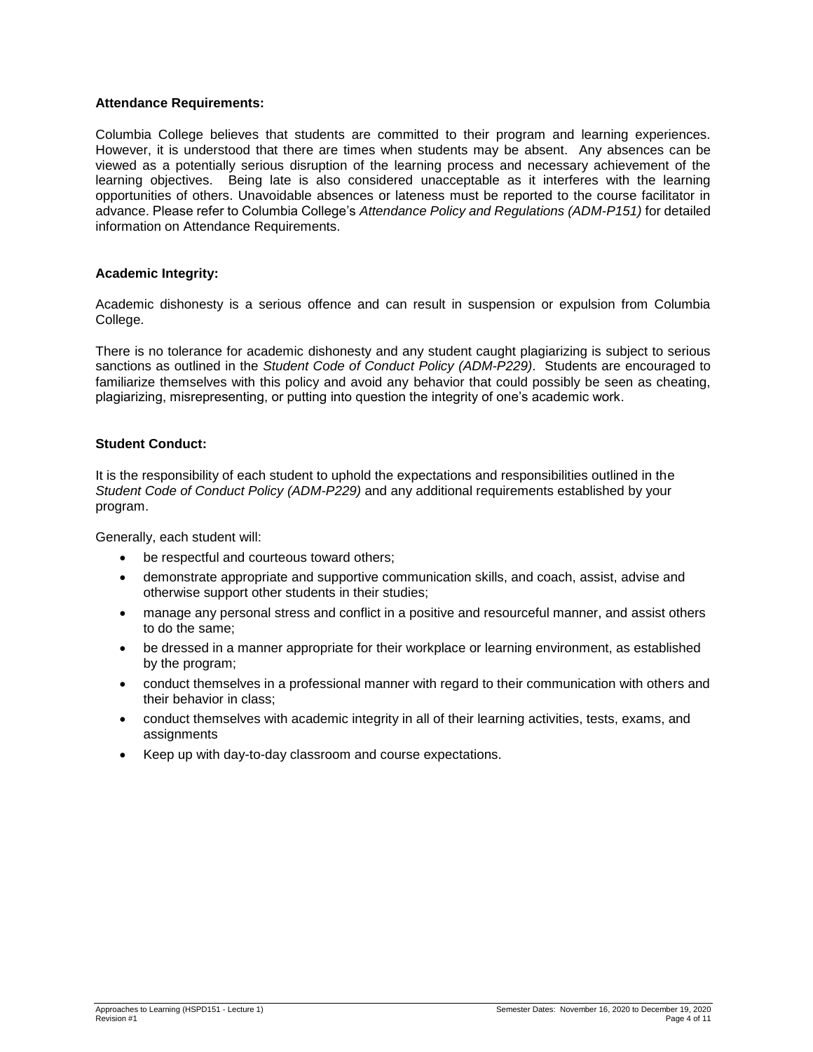**Attendance Requirements:**

Columbia College believes that students are committed to their program and learning experiences. However, it is understood that there are times when students may be absent. Any absences can be viewed as a potentially serious disruption of the learning process and necessary achievement of the learning objectives. Being late is also considered unacceptable as it interferes with the learning opportunities of others. Unavoidable absences or lateness must be reported to the course facilitator in advance. Please refer to Columbia College's *Attendance Policy and Regulations (ADM-P151)* for detailed information on Attendance Requirements.

**Academic Integrity:**

Academic dishonesty is a serious offence and can result in suspension or expulsion from Columbia College.

There is no tolerance for academic dishonesty and any student caught plagiarizing is subject to serious sanctions as outlined in the *Student Code of Conduct Policy (ADM-P229)*. Students are encouraged to familiarize themselves with this policy and avoid any behavior that could possibly be seen as cheating, plagiarizing, misrepresenting, or putting into question the integrity of one's academic work.

**Student Conduct:**

It is the responsibility of each student to uphold the expectations and responsibilities outlined in the *Student Code of Conduct Policy (ADM-P229)* and any additional requirements established by your program.

Generally, each student will:

- be respectful and courteous toward others;
- demonstrate appropriate and supportive communication skills, and coach, assist, advise and otherwise support other students in their studies;
- manage any personal stress and conflict in a positive and resourceful manner, and assist others to do the same;
- be dressed in a manner appropriate for their workplace or learning environment, as established by the program;
- conduct themselves in a professional manner with regard to their communication with others and their behavior in class;
- conduct themselves with academic integrity in all of their learning activities, tests, exams, and assignments
- Keep up with day-to-day classroom and course expectations.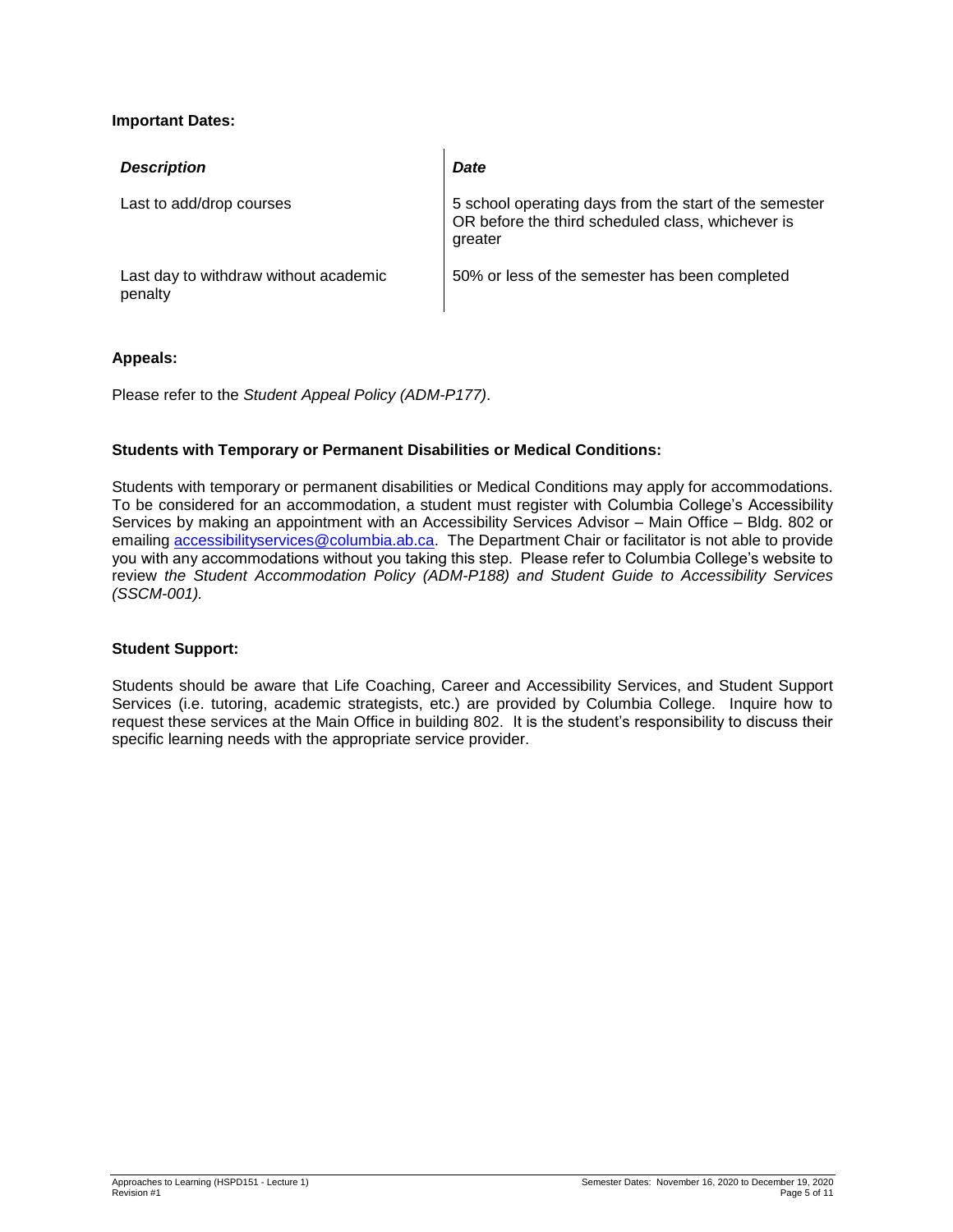**Important Dates:**

| *Description* | *Date* |
|---|---|
| Last to add/drop courses | 5 school operating days from the start of the semester OR before the third scheduled class, whichever is greater |
| Last day to withdraw without academic penalty | 50% or less of the semester has been completed |

**Appeals:**

Please refer to the *Student Appeal Policy (ADM-P177)*.

**Students with Temporary or Permanent Disabilities or Medical Conditions:**

Students with temporary or permanent disabilities or Medical Conditions may apply for accommodations. To be considered for an accommodation, a student must register with Columbia College's Accessibility Services by making an appointment with an Accessibility Services Advisor – Main Office – Bldg. 802 or emailing accessibilityservices@columbia.ab.ca. The Department Chair or facilitator is not able to provide you with any accommodations without you taking this step. Please refer to Columbia College's website to review *the Student Accommodation Policy (ADM-P188) and Student Guide to Accessibility Services (SSCM-001).*

**Student Support:**

Students should be aware that Life Coaching, Career and Accessibility Services, and Student Support Services (i.e. tutoring, academic strategists, etc.) are provided by Columbia College. Inquire how to request these services at the Main Office in building 802. It is the student's responsibility to discuss their specific learning needs with the appropriate service provider.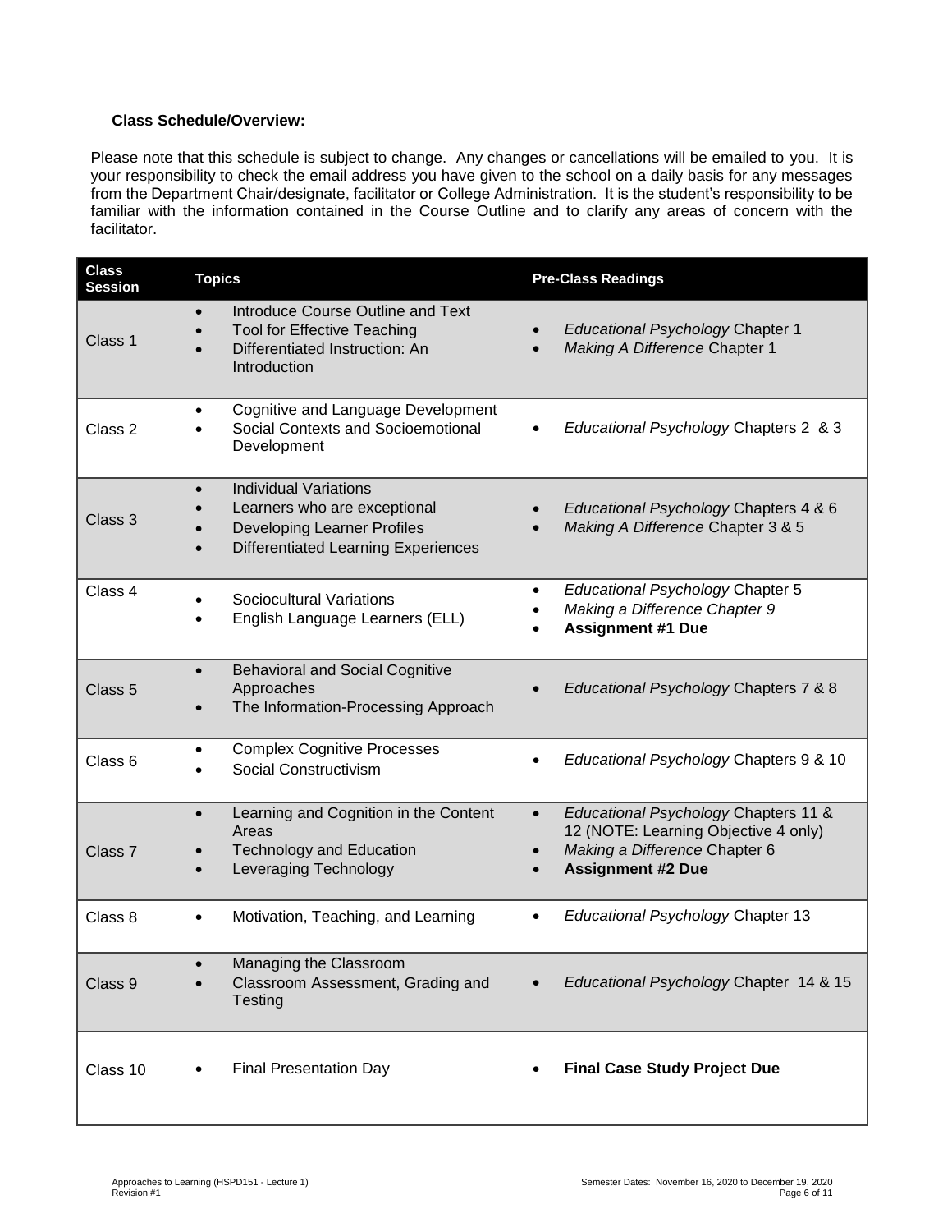**Class Schedule/Overview:**

Please note that this schedule is subject to change. Any changes or cancellations will be emailed to you. It is your responsibility to check the email address you have given to the school on a daily basis for any messages from the Department Chair/designate, facilitator or College Administration. It is the student's responsibility to be familiar with the information contained in the Course Outline and to clarify any areas of concern with the facilitator.

| Class Session | Topics | Pre-Class Readings |
|---|---|---|
| Class 1 | • Introduce Course Outline and Text<br>• Tool for Effective Teaching<br>• Differentiated Instruction: An Introduction | • *Educational Psychology* Chapter 1<br>• *Making A Difference* Chapter 1 |
| Class 2 | • Cognitive and Language Development<br>• Social Contexts and Socioemotional Development | • *Educational Psychology* Chapters 2 & 3 |
| Class 3 | • Individual Variations<br>• Learners who are exceptional<br>• Developing Learner Profiles<br>• Differentiated Learning Experiences | • *Educational Psychology* Chapters 4 & 6<br>• *Making A Difference* Chapter 3 & 5 |
| Class 4 | • Sociocultural Variations<br>• English Language Learners (ELL) | • *Educational Psychology* Chapter 5<br>• *Making a Difference Chapter 9*<br>• **Assignment #1 Due** |
| Class 5 | • Behavioral and Social Cognitive Approaches<br>• The Information-Processing Approach | • *Educational Psychology* Chapters 7 & 8 |
| Class 6 | • Complex Cognitive Processes<br>• Social Constructivism | • *Educational Psychology* Chapters 9 & 10 |
| Class 7 | • Learning and Cognition in the Content Areas<br>• Technology and Education<br>• Leveraging Technology | • *Educational Psychology* Chapters 11 & 12 (NOTE: Learning Objective 4 only)<br>• *Making a Difference* Chapter 6<br>• **Assignment #2 Due** |
| Class 8 | • Motivation, Teaching, and Learning | • *Educational Psychology* Chapter 13 |
| Class 9 | • Managing the Classroom<br>• Classroom Assessment, Grading and Testing | • *Educational Psychology* Chapter 14 & 15 |
| Class 10 | • Final Presentation Day | • **Final Case Study Project Due** |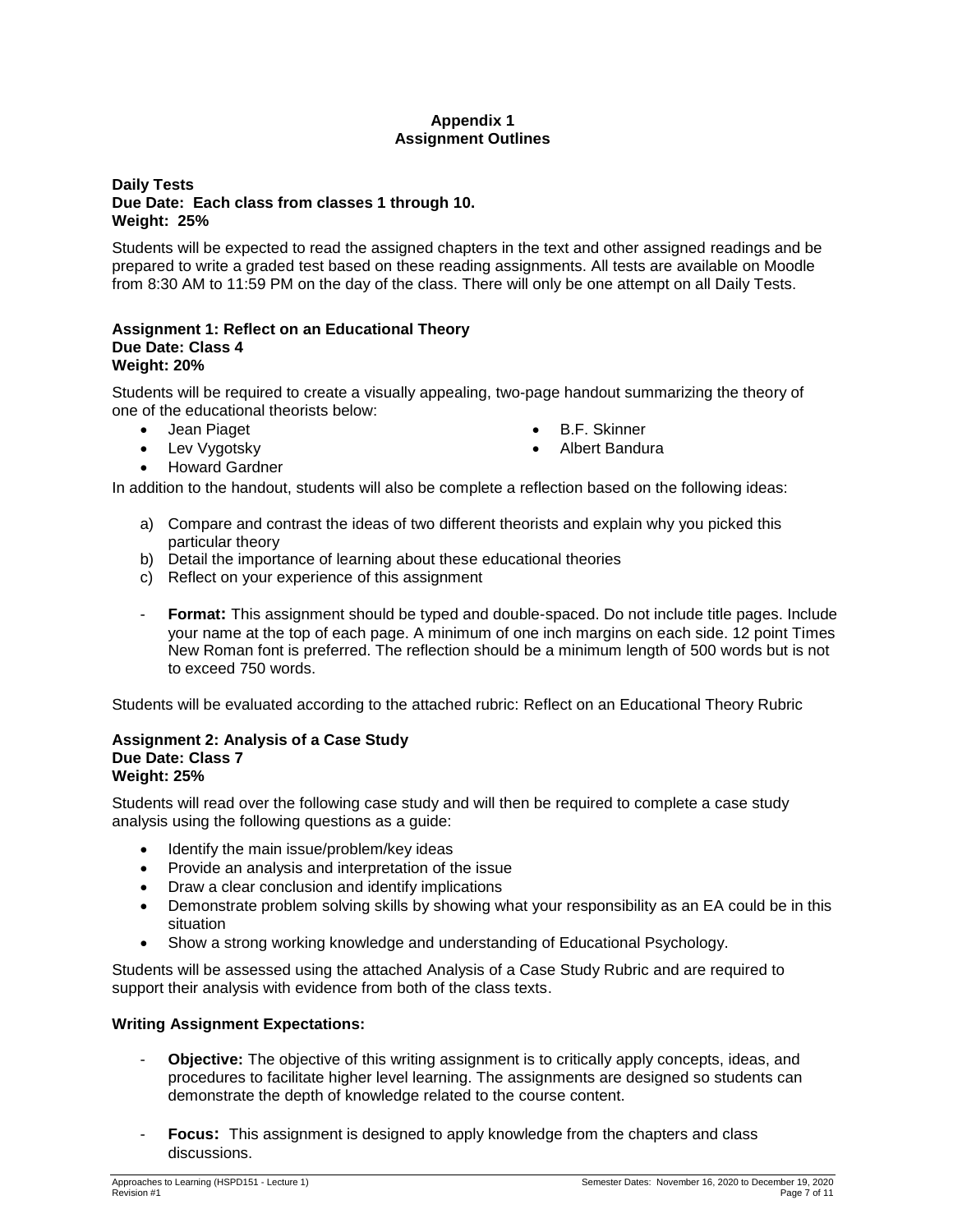# Appendix 1
# Assignment Outlines

**Daily Tests**
**Due Date: Each class from classes 1 through 10.**
**Weight: 25%**

Students will be expected to read the assigned chapters in the text and other assigned readings and be prepared to write a graded test based on these reading assignments. All tests are available on Moodle from 8:30 AM to 11:59 PM on the day of the class. There will only be one attempt on all Daily Tests.

**Assignment 1: Reflect on an Educational Theory**
**Due Date: Class 4**
**Weight: 20%**

Students will be required to create a visually appealing, two-page handout summarizing the theory of one of the educational theorists below:

- Jean Piaget
- Lev Vygotsky
- Howard Gardner
- B.F. Skinner
- Albert Bandura

In addition to the handout, students will also be complete a reflection based on the following ideas:

a) Compare and contrast the ideas of two different theorists and explain why you picked this particular theory
b) Detail the importance of learning about these educational theories
c) Reflect on your experience of this assignment

- **Format:** This assignment should be typed and double-spaced. Do not include title pages. Include your name at the top of each page. A minimum of one inch margins on each side. 12 point Times New Roman font is preferred. The reflection should be a minimum length of 500 words but is not to exceed 750 words.

Students will be evaluated according to the attached rubric: Reflect on an Educational Theory Rubric

**Assignment 2: Analysis of a Case Study**
**Due Date: Class 7**
**Weight: 25%**

Students will read over the following case study and will then be required to complete a case study analysis using the following questions as a guide:

- Identify the main issue/problem/key ideas
- Provide an analysis and interpretation of the issue
- Draw a clear conclusion and identify implications
- Demonstrate problem solving skills by showing what your responsibility as an EA could be in this situation
- Show a strong working knowledge and understanding of Educational Psychology.

Students will be assessed using the attached Analysis of a Case Study Rubric and are required to support their analysis with evidence from both of the class texts.

**Writing Assignment Expectations:**

- **Objective:** The objective of this writing assignment is to critically apply concepts, ideas, and procedures to facilitate higher level learning. The assignments are designed so students can demonstrate the depth of knowledge related to the course content.

- **Focus:** This assignment is designed to apply knowledge from the chapters and class discussions.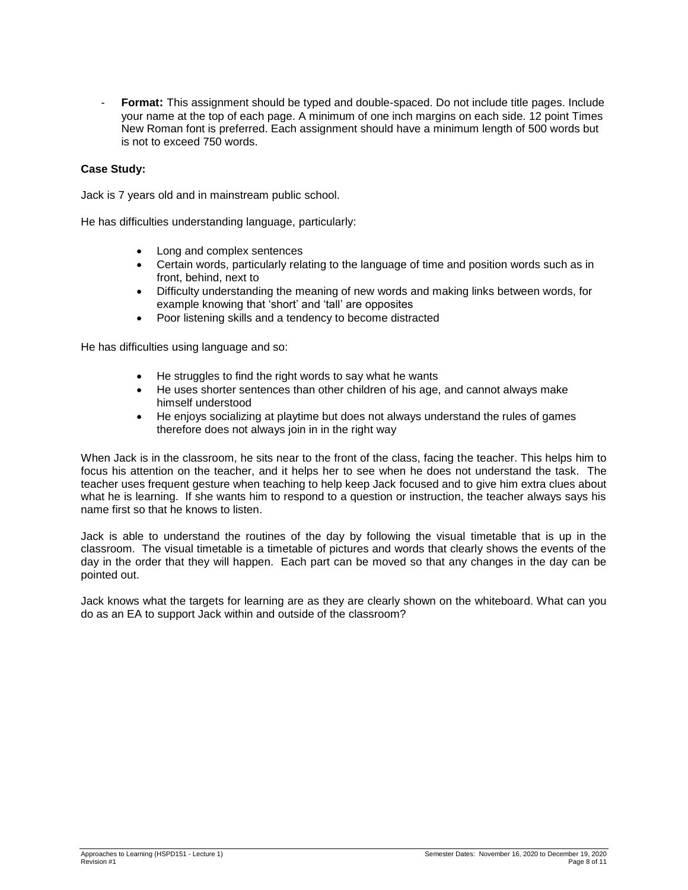- **Format:** This assignment should be typed and double-spaced. Do not include title pages. Include your name at the top of each page. A minimum of one inch margins on each side. 12 point Times New Roman font is preferred. Each assignment should have a minimum length of 500 words but is not to exceed 750 words.

**Case Study:**

Jack is 7 years old and in mainstream public school.

He has difficulties understanding language, particularly:

- Long and complex sentences
- Certain words, particularly relating to the language of time and position words such as in front, behind, next to
- Difficulty understanding the meaning of new words and making links between words, for example knowing that 'short' and 'tall' are opposites
- Poor listening skills and a tendency to become distracted

He has difficulties using language and so:

- He struggles to find the right words to say what he wants
- He uses shorter sentences than other children of his age, and cannot always make himself understood
- He enjoys socializing at playtime but does not always understand the rules of games therefore does not always join in in the right way

When Jack is in the classroom, he sits near to the front of the class, facing the teacher. This helps him to focus his attention on the teacher, and it helps her to see when he does not understand the task. The teacher uses frequent gesture when teaching to help keep Jack focused and to give him extra clues about what he is learning. If she wants him to respond to a question or instruction, the teacher always says his name first so that he knows to listen.

Jack is able to understand the routines of the day by following the visual timetable that is up in the classroom. The visual timetable is a timetable of pictures and words that clearly shows the events of the day in the order that they will happen. Each part can be moved so that any changes in the day can be pointed out.

Jack knows what the targets for learning are as they are clearly shown on the whiteboard. What can you do as an EA to support Jack within and outside of the classroom?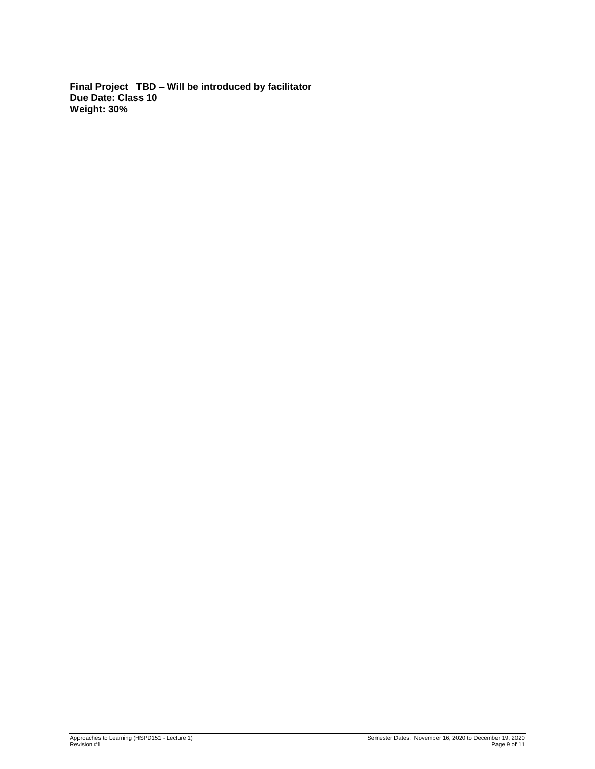**Final Project TBD – Will be introduced by facilitator**
**Due Date: Class 10**
**Weight: 30%**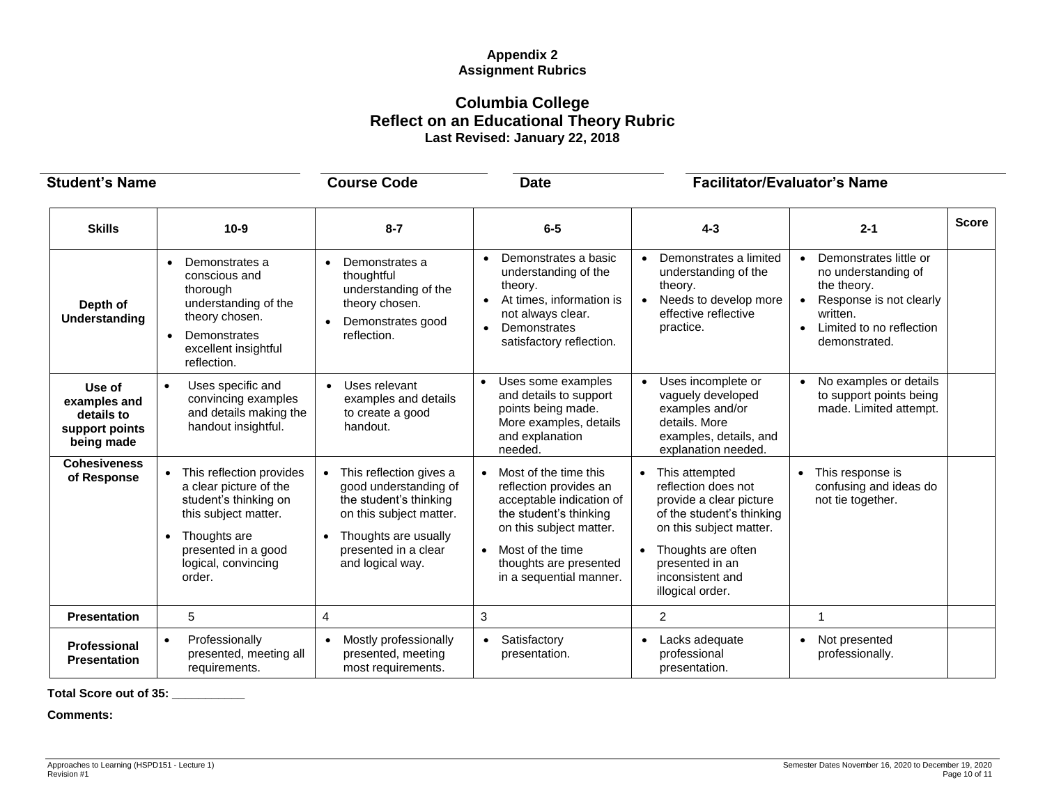**Appendix 2**
**Assignment Rubrics**

## Columbia College
## Reflect on an Educational Theory Rubric
**Last Revised: January 22, 2018**

**Student's Name** ____________ **Course Code** ____________ **Date** ____________ **Facilitator/Evaluator's Name** ____________

| Skills | 10-9 | 8-7 | 6-5 | 4-3 | 2-1 | Score |
|---|---|---|---|---|---|---|
| **Depth of Understanding** | • Demonstrates a conscious and thorough understanding of the theory chosen.<br>• Demonstrates excellent insightful reflection. | • Demonstrates a thoughtful understanding of the theory chosen.<br>• Demonstrates good reflection. | • Demonstrates a basic understanding of the theory.<br>• At times, information is not always clear.<br>• Demonstrates satisfactory reflection. | • Demonstrates a limited understanding of the theory.<br>• Needs to develop more effective reflective practice. | • Demonstrates little or no understanding of the theory.<br>• Response is not clearly written.<br>• Limited to no reflection demonstrated. | |
| **Use of examples and details to support points being made** | • Uses specific and convincing examples and details making the handout insightful. | • Uses relevant examples and details to create a good handout. | • Uses some examples and details to support points being made. More examples, details and explanation needed. | • Uses incomplete or vaguely developed examples and/or details. More examples, details, and explanation needed. | • No examples or details to support points being made. Limited attempt. | |
| **Cohesiveness of Response** | • This reflection provides a clear picture of the student's thinking on this subject matter.<br>• Thoughts are presented in a good logical, convincing order. | • This reflection gives a good understanding of the student's thinking on this subject matter.<br>• Thoughts are usually presented in a clear and logical way. | • Most of the time this reflection provides an acceptable indication of the student's thinking on this subject matter.<br>• Most of the time thoughts are presented in a sequential manner. | • This attempted reflection does not provide a clear picture of the student's thinking on this subject matter.<br>• Thoughts are often presented in an inconsistent and illogical order. | • This response is confusing and ideas do not tie together. | |
| **Presentation** | 5 | 4 | 3 | 2 | 1 | |
| **Professional Presentation** | • Professionally presented, meeting all requirements. | • Mostly professionally presented, meeting most requirements. | • Satisfactory presentation. | • Lacks adequate professional presentation. | • Not presented professionally. | |

**Total Score out of 35: __________**

**Comments:**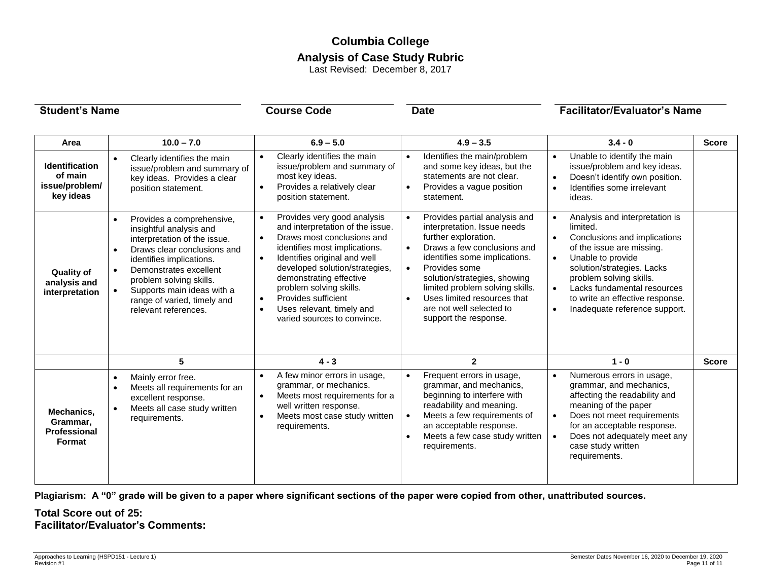# Columbia College

## Analysis of Case Study Rubric

Last Revised: December 8, 2017

**Student's Name** | **Course Code** | **Date** | **Facilitator/Evaluator's Name**

| Area | 10.0 – 7.0 | 6.9 – 5.0 | 4.9 – 3.5 | 3.4 - 0 | Score |
|---|---|---|---|---|---|
| **Identification of main issue/problem/ key ideas** | • Clearly identifies the main issue/problem and summary of key ideas. Provides a clear position statement. | • Clearly identifies the main issue/problem and summary of most key ideas.<br>• Provides a relatively clear position statement. | • Identifies the main/problem and some key ideas, but the statements are not clear.<br>• Provides a vague position statement. | • Unable to identify the main issue/problem and key ideas.<br>• Doesn't identify own position.<br>• Identifies some irrelevant ideas. | |
| **Quality of analysis and interpretation** | • Provides a comprehensive, insightful analysis and interpretation of the issue.<br>• Draws clear conclusions and identifies implications.<br>• Demonstrates excellent problem solving skills.<br>• Supports main ideas with a range of varied, timely and relevant references. | • Provides very good analysis and interpretation of the issue.<br>• Draws most conclusions and identifies most implications.<br>• Identifies original and well developed solution/strategies, demonstrating effective problem solving skills.<br>• Provides sufficient<br>• Uses relevant, timely and varied sources to convince. | • Provides partial analysis and interpretation. Issue needs further exploration.<br>• Draws a few conclusions and identifies some implications.<br>• Provides some solution/strategies, showing limited problem solving skills.<br>• Uses limited resources that are not well selected to support the response. | • Analysis and interpretation is limited.<br>• Conclusions and implications of the issue are missing.<br>• Unable to provide solution/strategies. Lacks problem solving skills.<br>• Lacks fundamental resources to write an effective response.<br>• Inadequate reference support. | |
| | **5** | **4 - 3** | **2** | **1 - 0** | **Score** |
| **Mechanics, Grammar, Professional Format** | • Mainly error free.<br>• Meets all requirements for an excellent response.<br>• Meets all case study written requirements. | • A few minor errors in usage, grammar, or mechanics.<br>• Meets most requirements for a well written response.<br>• Meets most case study written requirements. | • Frequent errors in usage, grammar, and mechanics, beginning to interfere with readability and meaning.<br>• Meets a few requirements of an acceptable response.<br>• Meets a few case study written requirements. | • Numerous errors in usage, grammar, and mechanics, affecting the readability and meaning of the paper<br>• Does not meet requirements for an acceptable response.<br>• Does not adequately meet any case study written requirements. | |

**Plagiarism: A "0" grade will be given to a paper where significant sections of the paper were copied from other, unattributed sources.**

**Total Score out of 25:**

**Facilitator/Evaluator's Comments:**